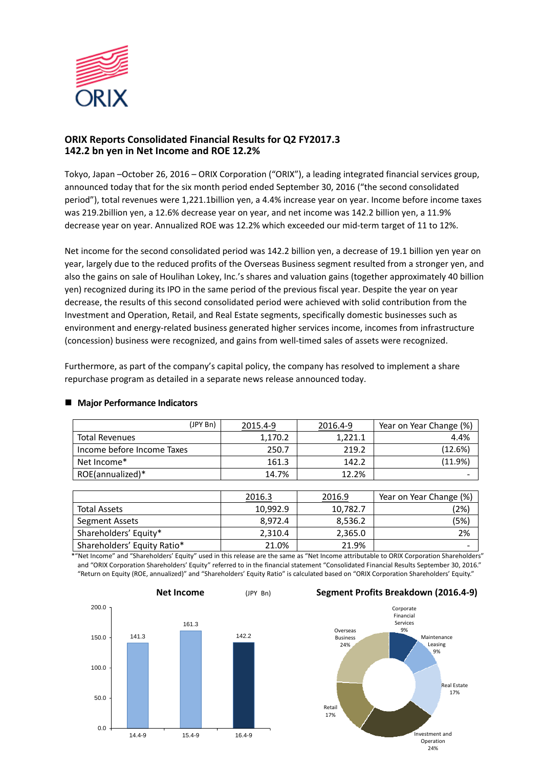**ORIX Reports Consolidated Financial Results for Q2 FY2017.3**
**142.2 bn yen in Net Income and ROE 12.2%**

Tokyo, Japan –October 26, 2016 – ORIX Corporation ("ORIX"), a leading integrated financial services group, announced today that for the six month period ended September 30, 2016 ("the second consolidated period"), total revenues were 1,221.1billion yen, a 4.4% increase year on year. Income before income taxes was 219.2billion yen, a 12.6% decrease year on year, and net income was 142.2 billion yen, a 11.9% decrease year on year. Annualized ROE was 12.2% which exceeded our mid-term target of 11 to 12%.

Net income for the second consolidated period was 142.2 billion yen, a decrease of 19.1 billion yen year on year, largely due to the reduced profits of the Overseas Business segment resulted from a stronger yen, and also the gains on sale of Houlihan Lokey, Inc.'s shares and valuation gains (together approximately 40 billion yen) recognized during its IPO in the same period of the previous fiscal year. Despite the year on year decrease, the results of this second consolidated period were achieved with solid contribution from the Investment and Operation, Retail, and Real Estate segments, specifically domestic businesses such as environment and energy-related business generated higher services income, incomes from infrastructure (concession) business were recognized, and gains from well-timed sales of assets were recognized.

Furthermore, as part of the company's capital policy, the company has resolved to implement a share repurchase program as detailed in a separate news release announced today.

■ **Major Performance Indicators**

| (JPY Bn) | 2015.4-9 | 2016.4-9 | Year on Year Change (%) |
|---|---|---|---|
| Total Revenues | 1,170.2 | 1,221.1 | 4.4% |
| Income before Income Taxes | 250.7 | 219.2 | (12.6%) |
| Net Income* | 161.3 | 142.2 | (11.9%) |
| ROE(annualized)* | 14.7% | 12.2% | - |

| | 2016.3 | 2016.9 | Year on Year Change (%) |
|---|---|---|---|
| Total Assets | 10,992.9 | 10,782.7 | (2%) |
| Segment Assets | 8,972.4 | 8,536.2 | (5%) |
| Shareholders' Equity* | 2,310.4 | 2,365.0 | 2% |
| Shareholders' Equity Ratio* | 21.0% | 21.9% | - |

*"Net Income" and "Shareholders' Equity" used in this release are the same as "Net Income attributable to ORIX Corporation Shareholders" and "ORIX Corporation Shareholders' Equity" referred to in the financial statement "Consolidated Financial Results September 30, 2016." "Return on Equity (ROE, annualized)" and "Shareholders' Equity Ratio" is calculated based on "ORIX Corporation Shareholders' Equity."

**Net Income** (JPY Bn)

| | 14.4-9 | 15.4-9 | 16.4-9 |
|---|---|---|---|
| Net Income | 141.3 | 161.3 | 142.2 |

**Segment Profits Breakdown (2016.4-9)**

| Segment | Share |
|---|---|
| Corporate Financial Services | 9% |
| Maintenance Leasing | 9% |
| Real Estate | 17% |
| Investment and Operation | 24% |
| Retail | 17% |
| Overseas Business | 24% |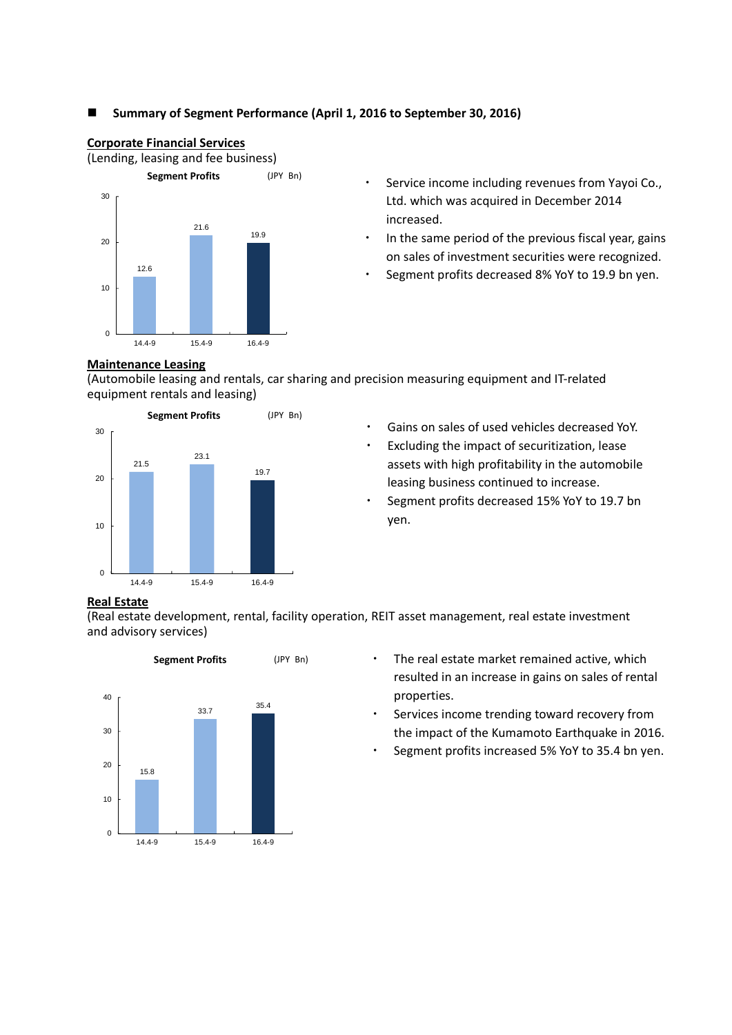## ■ Summary of Segment Performance (April 1, 2016 to September 30, 2016)

### Corporate Financial Services

(Lending, leasing and fee business)

**Segment Profits** (JPY Bn)

| Period | Segment Profits |
|---|---|
| 14.4-9 | 12.6 |
| 15.4-9 | 21.6 |
| 16.4-9 | 19.9 |

- Service income including revenues from Yayoi Co., Ltd. which was acquired in December 2014 increased.
- In the same period of the previous fiscal year, gains on sales of investment securities were recognized.
- Segment profits decreased 8% YoY to 19.9 bn yen.

### Maintenance Leasing

(Automobile leasing and rentals, car sharing and precision measuring equipment and IT-related equipment rentals and leasing)

**Segment Profits** (JPY Bn)

| Period | Segment Profits |
|---|---|
| 14.4-9 | 21.5 |
| 15.4-9 | 23.1 |
| 16.4-9 | 19.7 |

- Gains on sales of used vehicles decreased YoY.
- Excluding the impact of securitization, lease assets with high profitability in the automobile leasing business continued to increase.
- Segment profits decreased 15% YoY to 19.7 bn yen.

### Real Estate

(Real estate development, rental, facility operation, REIT asset management, real estate investment and advisory services)

**Segment Profits** (JPY Bn)

| Period | Segment Profits |
|---|---|
| 14.4-9 | 15.8 |
| 15.4-9 | 33.7 |
| 16.4-9 | 35.4 |

- The real estate market remained active, which resulted in an increase in gains on sales of rental properties.
- Services income trending toward recovery from the impact of the Kumamoto Earthquake in 2016.
- Segment profits increased 5% YoY to 35.4 bn yen.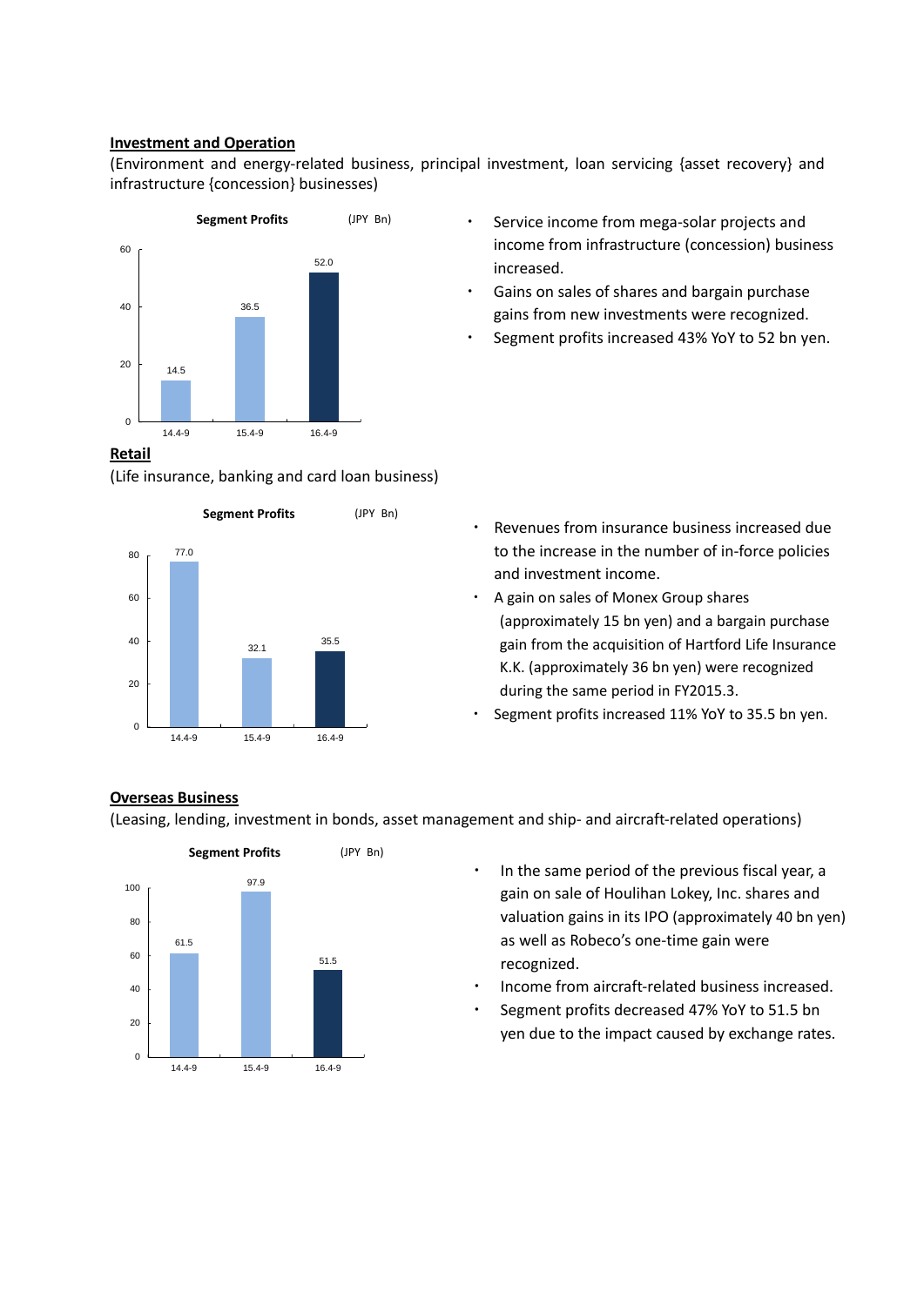## Investment and Operation

(Environment and energy-related business, principal investment, loan servicing {asset recovery} and infrastructure {concession} businesses)

**Segment Profits** (JPY Bn)

| | 14.4-9 | 15.4-9 | 16.4-9 |
|---|---|---|---|
| Segment Profits | 14.5 | 36.5 | 52.0 |

- Service income from mega-solar projects and income from infrastructure (concession) business increased.
- Gains on sales of shares and bargain purchase gains from new investments were recognized.
- Segment profits increased 43% YoY to 52 bn yen.

## Retail

(Life insurance, banking and card loan business)

**Segment Profits** (JPY Bn)

| | 14.4-9 | 15.4-9 | 16.4-9 |
|---|---|---|---|
| Segment Profits | 77.0 | 32.1 | 35.5 |

- Revenues from insurance business increased due to the increase in the number of in-force policies and investment income.
- A gain on sales of Monex Group shares (approximately 15 bn yen) and a bargain purchase gain from the acquisition of Hartford Life Insurance K.K. (approximately 36 bn yen) were recognized during the same period in FY2015.3.
- Segment profits increased 11% YoY to 35.5 bn yen.

## Overseas Business

(Leasing, lending, investment in bonds, asset management and ship- and aircraft-related operations)

**Segment Profits** (JPY Bn)

| | 14.4-9 | 15.4-9 | 16.4-9 |
|---|---|---|---|
| Segment Profits | 61.5 | 97.9 | 51.5 |

- In the same period of the previous fiscal year, a gain on sale of Houlihan Lokey, Inc. shares and valuation gains in its IPO (approximately 40 bn yen) as well as Robeco's one-time gain were recognized.
- Income from aircraft-related business increased.
- Segment profits decreased 47% YoY to 51.5 bn yen due to the impact caused by exchange rates.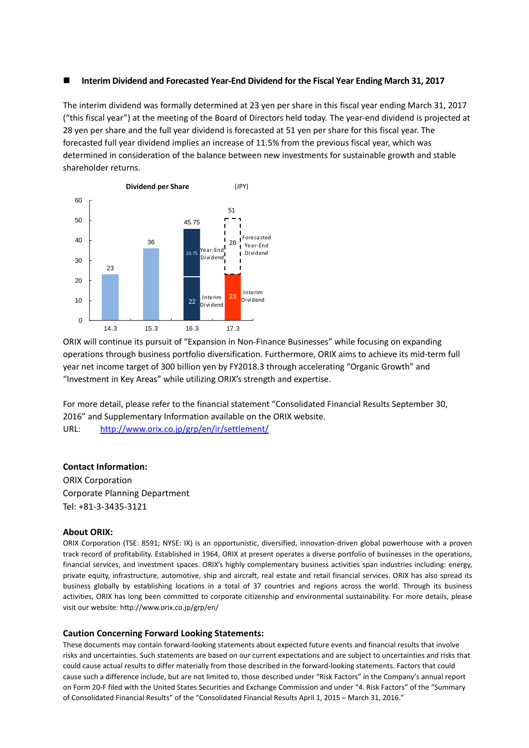## ■ Interim Dividend and Forecasted Year-End Dividend for the Fiscal Year Ending March 31, 2017

The interim dividend was formally determined at 23 yen per share in this fiscal year ending March 31, 2017 ("this fiscal year") at the meeting of the Board of Directors held today. The year-end dividend is projected at 28 yen per share and the full year dividend is forecasted at 51 yen per share for this fiscal year. The forecasted full year dividend implies an increase of 11.5% from the previous fiscal year, which was determined in consideration of the balance between new investments for sustainable growth and stable shareholder returns.

Dividend per Share (JPY)

60
50
40
30
20
10
0

14.3: 23
15.3: 36
16.3: 45.75 (Year-End Dividend 23.75, Interim Dividend 22)
17.3: 51 (Forecasted Year-End Dividend 28, Interim Dividend 23)

ORIX will continue its pursuit of "Expansion in Non-Finance Businesses" while focusing on expanding operations through business portfolio diversification. Furthermore, ORIX aims to achieve its mid-term full year net income target of 300 billion yen by FY2018.3 through accelerating "Organic Growth" and "Investment in Key Areas" while utilizing ORIX's strength and expertise.

For more detail, please refer to the financial statement "Consolidated Financial Results September 30, 2016" and Supplementary Information available on the ORIX website.

URL: http://www.orix.co.jp/grp/en/ir/settlement/

### Contact Information:

ORIX Corporation
Corporate Planning Department
Tel: +81-3-3435-3121

### About ORIX:

ORIX Corporation (TSE: 8591; NYSE: IX) is an opportunistic, diversified, innovation-driven global powerhouse with a proven track record of profitability. Established in 1964, ORIX at present operates a diverse portfolio of businesses in the operations, financial services, and investment spaces. ORIX's highly complementary business activities span industries including: energy, private equity, infrastructure, automotive, ship and aircraft, real estate and retail financial services. ORIX has also spread its business globally by establishing locations in a total of 37 countries and regions across the world. Through its business activities, ORIX has long been committed to corporate citizenship and environmental sustainability. For more details, please visit our website: http://www.orix.co.jp/grp/en/

### Caution Concerning Forward Looking Statements:

These documents may contain forward-looking statements about expected future events and financial results that involve risks and uncertainties. Such statements are based on our current expectations and are subject to uncertainties and risks that could cause actual results to differ materially from those described in the forward-looking statements. Factors that could cause such a difference include, but are not limited to, those described under "Risk Factors" in the Company's annual report on Form 20-F filed with the United States Securities and Exchange Commission and under "4. Risk Factors" of the "Summary of Consolidated Financial Results" of the "Consolidated Financial Results April 1, 2015 – March 31, 2016."